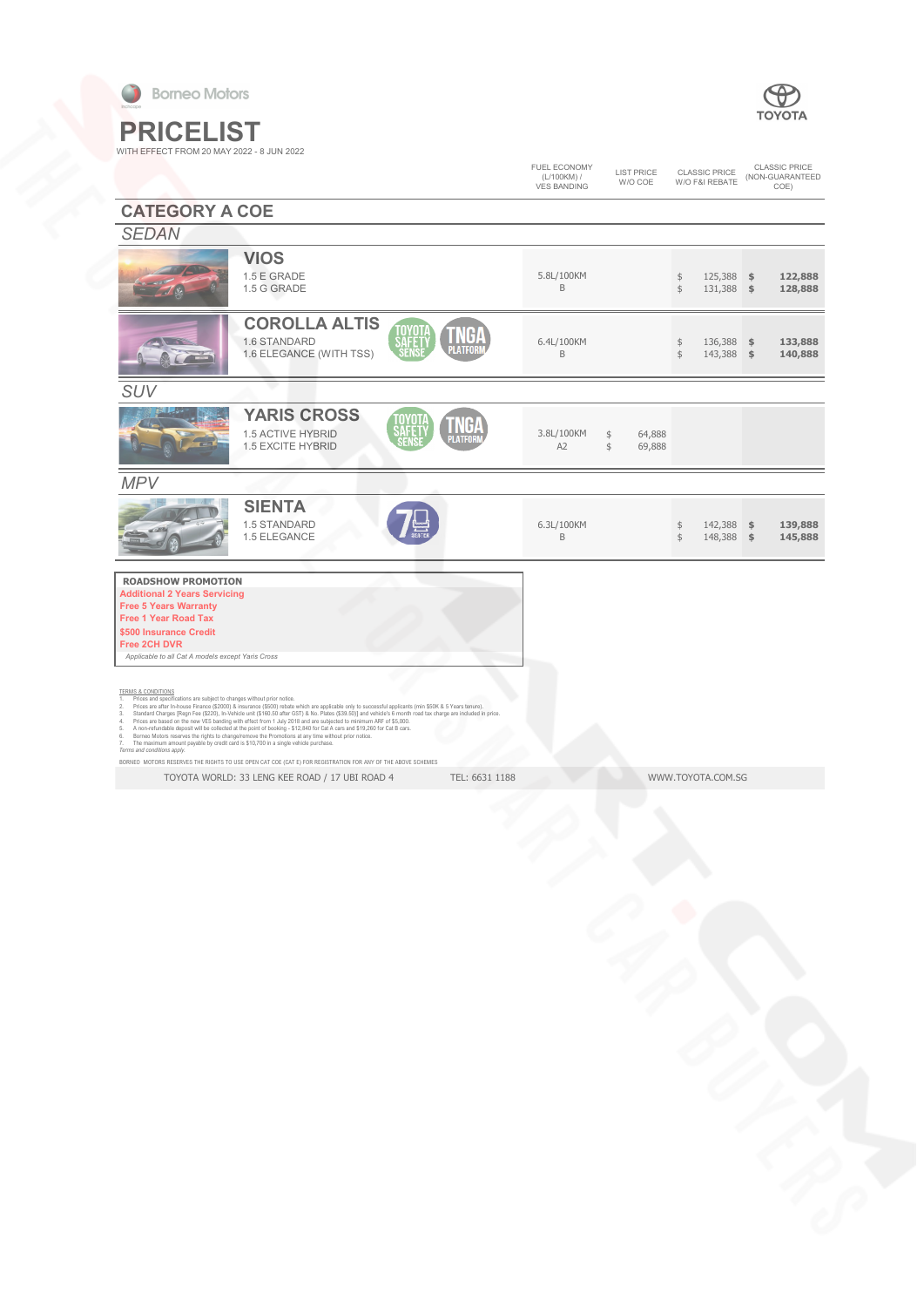Borneo Motors

# PRICELIST

WITH EFFECT FROM 20 MAY 2022 - 8 JUN 2022

TOYOTA

## CATEGORY A COE

| Model | FUEL ECONOMY (L/100KM) / VES BANDING | LIST PRICE W/O COE | CLASSIC PRICE W/O F&I REBATE | CLASSIC PRICE (NON-GUARANTEED COE) |
|---|---|---|---|---|
| **SEDAN** | | | | |
| **VIOS** | | | | |
| 1.5 E GRADE | 5.8L/100KM B | | $ 125,388 | **$ 122,888** |
| 1.5 G GRADE | | | $ 131,388 | **$ 128,888** |
| **COROLLA ALTIS** (TOYOTA SAFETY SENSE, TNGA PLATFORM) | | | | |
| 1.6 STANDARD | 6.4L/100KM B | | $ 136,388 | **$ 133,888** |
| 1.6 ELEGANCE (WITH TSS) | | | $ 143,388 | **$ 140,888** |
| **SUV** | | | | |
| **YARIS CROSS** (TOYOTA SAFETY SENSE, TNGA PLATFORM) | | | | |
| 1.5 ACTIVE HYBRID | 3.8L/100KM A2 | $ 64,888 | | |
| 1.5 EXCITE HYBRID | | $ 69,888 | | |
| **MPV** | | | | |
| **SIENTA** (7 SEATER) | | | | |
| 1.5 STANDARD | 6.3L/100KM B | | $ 142,388 | **$ 139,888** |
| 1.5 ELEGANCE | | | $ 148,388 | **$ 145,888** |

**ROADSHOW PROMOTION**

**Additional 2 Years Servicing**
**Free 5 Years Warranty**
**Free 1 Year Road Tax**
**$500 Insurance Credit**
**Free 2CH DVR**

*Applicable to all Cat A models except Yaris Cross*

TERMS & CONDITIONS

1. Prices and specifications are subject to changes without prior notice.
2. Prices are after In-house Finance ($2000) & insurance ($500) rebate which are applicable only to successful applicants (min $50K & 5 Years tenure).
3. Standard Charges [Regn Fee ($220), In-Vehicle unit ($160.50 after GST) & No. Plates ($39.50)] and vehicle's 6 month road tax charge are included in price.
4. Prices are based on the new VES banding with effect from 1 July 2018 and are subjected to minimum ARF of $5,000.
5. A non-refundable deposit will be collected at the point of booking - $12,840 for Cat A cars and $19,260 for Cat B cars.
6. Borneo Motors reserves the rights to change/remove the Promotions at any time without prior notice.
7. The maximum amount payable by credit card is $10,700 in a single vehicle purchase.

*Terms and conditions apply.*

BORNEO MOTORS RESERVES THE RIGHTS TO USE OPEN CAT COE (CAT E) FOR REGISTRATION FOR ANY OF THE ABOVE SCHEMES

TOYOTA WORLD: 33 LENG KEE ROAD / 17 UBI ROAD 4 TEL: 6631 1188 WWW.TOYOTA.COM.SG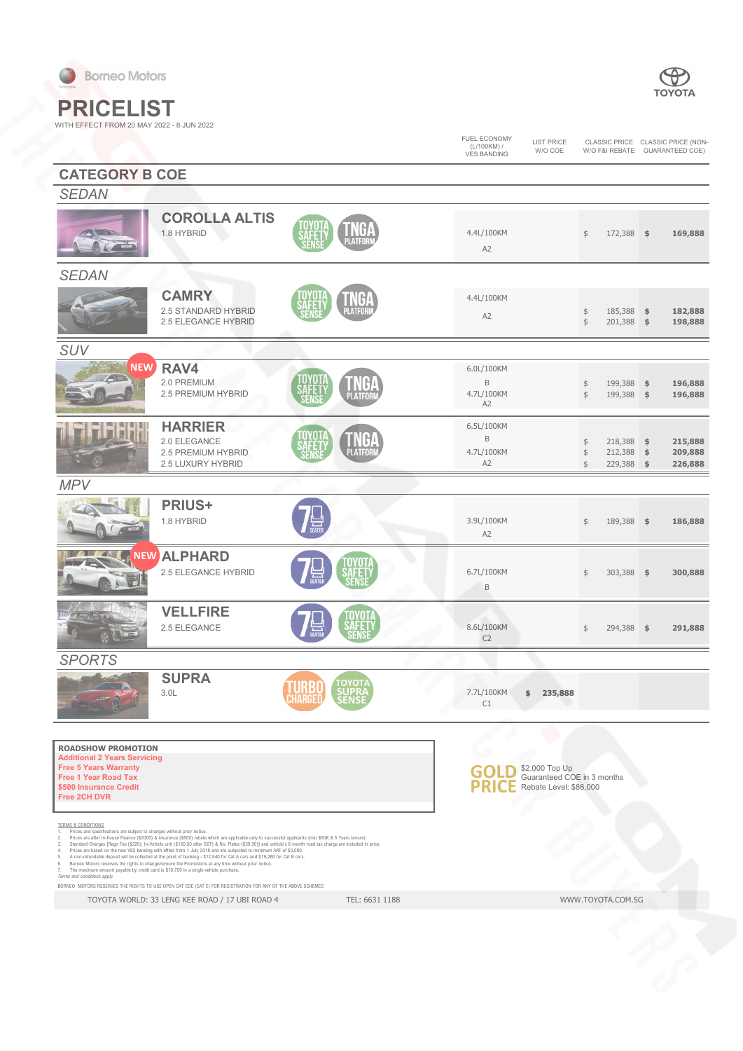Borneo Motors

TOYOTA

# PRICELIST

WITH EFFECT FROM 20 MAY 2022 - 8 JUN 2022

## CATEGORY B COE

| Model | Variant | Features | FUEL ECONOMY (L/100KM) / VES BANDING | LIST PRICE W/O COE | CLASSIC PRICE W/O F&I REBATE | CLASSIC PRICE (NON-GUARANTEED COE) |
|---|---|---|---|---|---|---|
| **SEDAN** | | | | | | |
| COROLLA ALTIS | 1.8 HYBRID | TOYOTA SAFETY SENSE, TNGA PLATFORM | 4.4L/100KM A2 | | $ 172,388 | $ 169,888 |
| **SEDAN** | | | | | | |
| CAMRY | 2.5 STANDARD HYBRID | TOYOTA SAFETY SENSE, TNGA PLATFORM | 4.4L/100KM A2 | | $ 185,388 | $ 182,888 |
| | 2.5 ELEGANCE HYBRID | | | | $ 201,388 | $ 198,888 |
| **SUV** | | | | | | |
| NEW RAV4 | 2.0 PREMIUM | TOYOTA SAFETY SENSE, TNGA PLATFORM | 6.0L/100KM B | | $ 199,388 | $ 196,888 |
| | 2.5 PREMIUM HYBRID | | 4.7L/100KM A2 | | $ 199,388 | $ 196,888 |
| HARRIER | 2.0 ELEGANCE | TOYOTA SAFETY SENSE, TNGA PLATFORM | 6.5L/100KM B | | $ 218,388 | $ 215,888 |
| | 2.5 PREMIUM HYBRID | | 4.7L/100KM A2 | | $ 212,388 | $ 209,888 |
| | 2.5 LUXURY HYBRID | | | | $ 229,388 | $ 226,888 |
| **MPV** | | | | | | |
| PRIUS+ | 1.8 HYBRID | 7 SEATER | 3.9L/100KM A2 | | $ 189,388 | $ 186,888 |
| NEW ALPHARD | 2.5 ELEGANCE HYBRID | 7 SEATER, TOYOTA SAFETY SENSE | 6.7L/100KM B | | $ 303,388 | $ 300,888 |
| VELLFIRE | 2.5 ELEGANCE | 7 SEATER, TOYOTA SAFETY SENSE | 8.6L/100KM C2 | | $ 294,388 | $ 291,888 |
| **SPORTS** | | | | | | |
| SUPRA | 3.0L | TURBO CHARGED, TOYOTA SUPRA SENSE | 7.7L/100KM C1 | $ 235,888 | | |

**ROADSHOW PROMOTION**
**Additional 2 Years Servicing**
**Free 5 Years Warranty**
**Free 1 Year Road Tax**
**$500 Insurance Credit**
**Free 2CH DVR**

**GOLD PRICE**
$2,000 Top Up
Guaranteed COE in 3 months
Rebate Level: $86,000

TERMS & CONDITIONS

1. Prices and specifications are subject to changes without prior notice.
2. Prices are after In-house Finance ($2000) & insurance ($500) rebate which are applicable only to successful applicants (min $50K & 5 Years tenure).
3. Standard Charges [Regn Fee ($220), In-Vehicle unit ($160.50 after GST) & No. Plates ($39.50)] and vehicle's 6 month road tax charge are included in price.
4. Prices are based on the new VES banding with effect from 1 July 2018 and are subjected to minimum ARF of $5,000.
5. A non-refundable deposit will be collected at the point of booking - $12,840 for Cat A cars and $19,260 for Cat B cars.
6. Borneo Motors reserves the rights to change/remove the Promotions at any time without prior notice.
7. The maximum amount payable by credit card is $10,700 in a single vehicle purchase.

*Terms and conditions apply.*

BORNEO MOTORS RESERVES THE RIGHTS TO USE OPEN CAT COE (CAT E) FOR REGISTRATION FOR ANY OF THE ABOVE SCHEMES

TOYOTA WORLD: 33 LENG KEE ROAD / 17 UBI ROAD 4 TEL: 6631 1188 WWW.TOYOTA.COM.SG